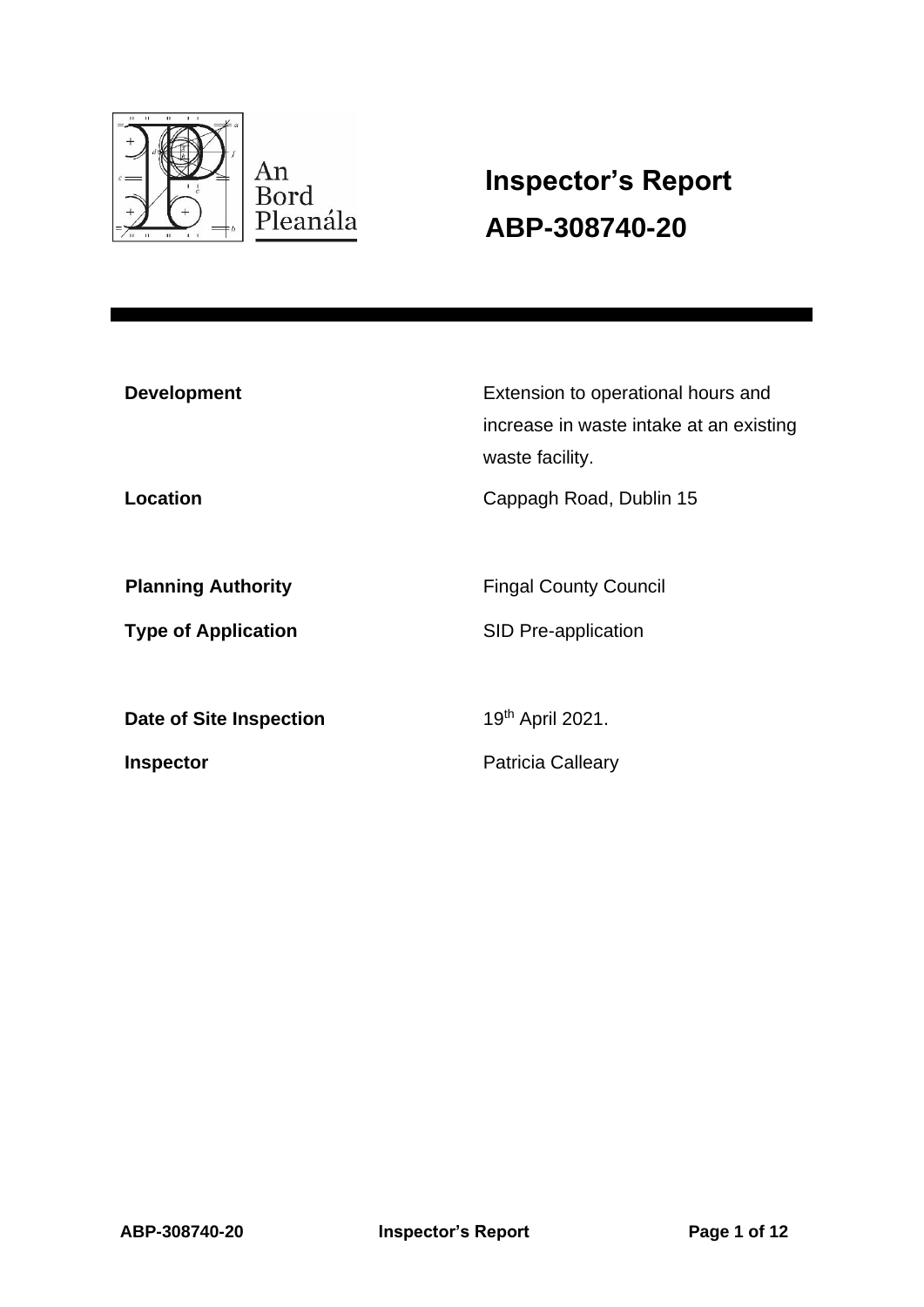An Bord Pleanála

# Inspector's Report

# ABP-308740-20

| | |
|---|---|
| **Development** | Extension to operational hours and increase in waste intake at an existing waste facility. |
| **Location** | Cappagh Road, Dublin 15 |
| **Planning Authority** | Fingal County Council |
| **Type of Application** | SID Pre-application |
| **Date of Site Inspection** | 19th April 2021. |
| **Inspector** | Patricia Calleary |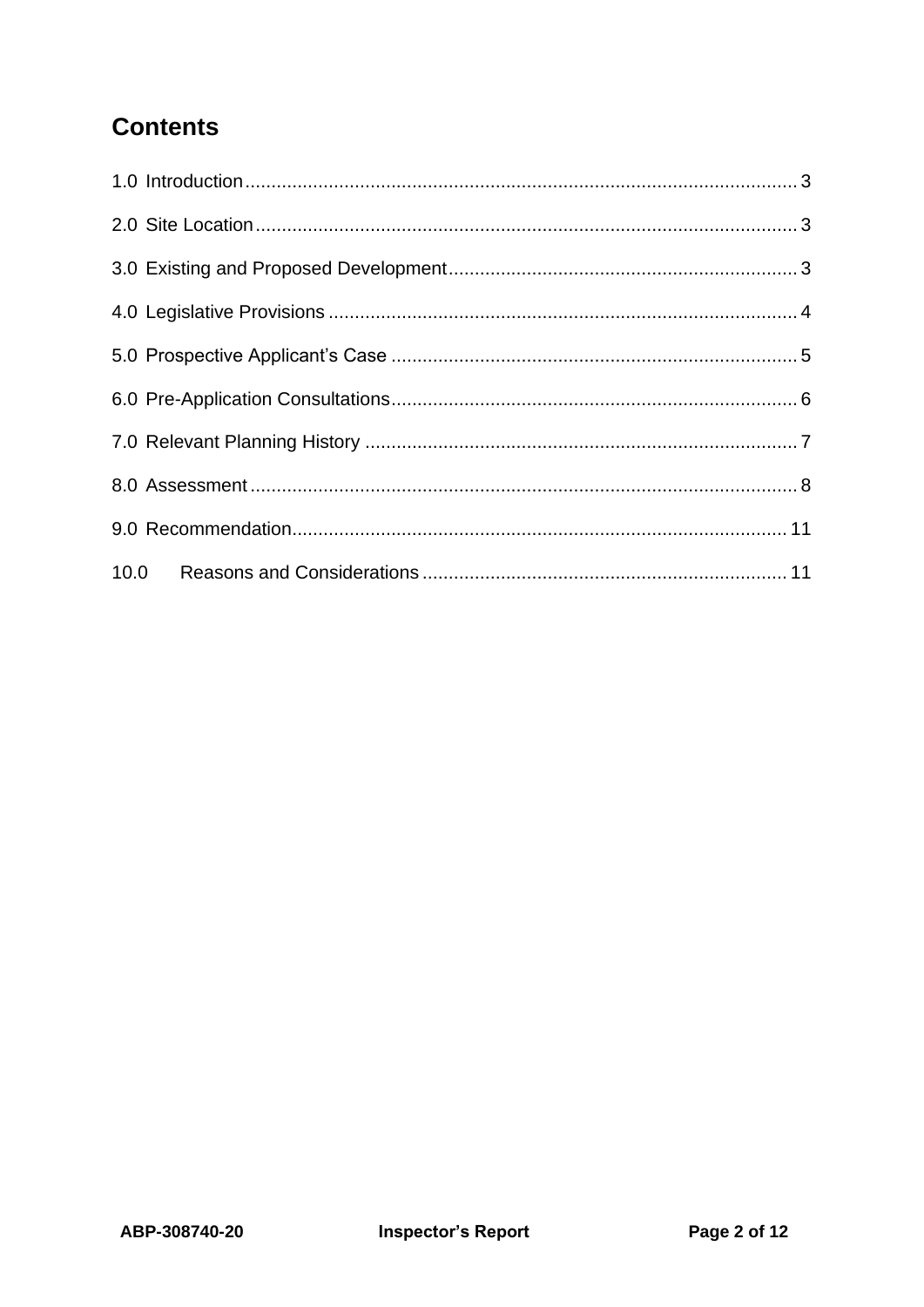## Contents

1.0 Introduction ........................................................................................................ 3

2.0 Site Location ....................................................................................................... 3

3.0 Existing and Proposed Development .................................................................. 3

4.0 Legislative Provisions ......................................................................................... 4

5.0 Prospective Applicant's Case ............................................................................. 5

6.0 Pre-Application Consultations ............................................................................. 6

7.0 Relevant Planning History .................................................................................. 7

8.0 Assessment ........................................................................................................ 8

9.0 Recommendation .............................................................................................. 11

10.0 Reasons and Considerations ...................................................................... 11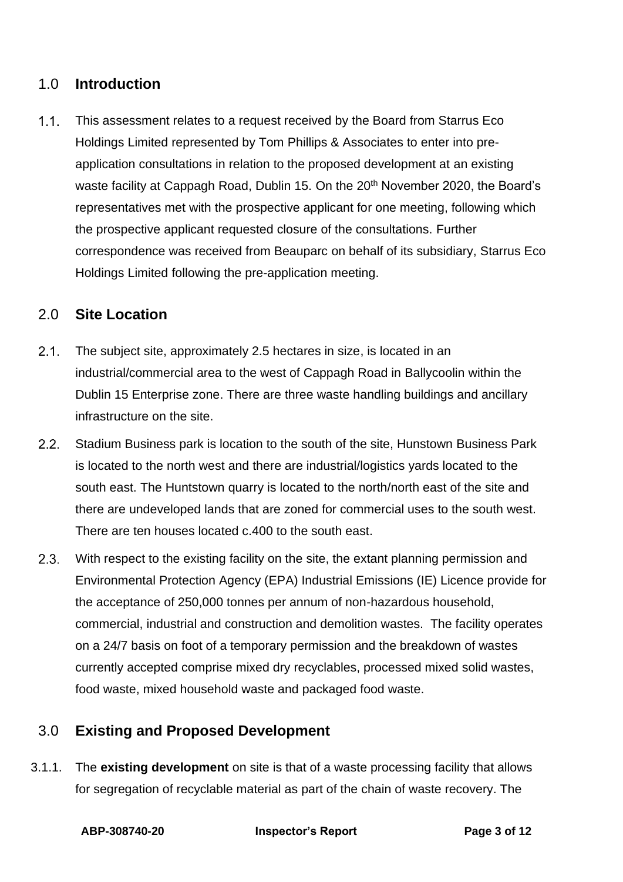## 1.0 Introduction

1.1. This assessment relates to a request received by the Board from Starrus Eco Holdings Limited represented by Tom Phillips & Associates to enter into pre-application consultations in relation to the proposed development at an existing waste facility at Cappagh Road, Dublin 15. On the 20th November 2020, the Board's representatives met with the prospective applicant for one meeting, following which the prospective applicant requested closure of the consultations. Further correspondence was received from Beauparc on behalf of its subsidiary, Starrus Eco Holdings Limited following the pre-application meeting.

## 2.0 Site Location

2.1. The subject site, approximately 2.5 hectares in size, is located in an industrial/commercial area to the west of Cappagh Road in Ballycoolin within the Dublin 15 Enterprise zone. There are three waste handling buildings and ancillary infrastructure on the site.

2.2. Stadium Business park is location to the south of the site, Hunstown Business Park is located to the north west and there are industrial/logistics yards located to the south east. The Huntstown quarry is located to the north/north east of the site and there are undeveloped lands that are zoned for commercial uses to the south west. There are ten houses located c.400 to the south east.

2.3. With respect to the existing facility on the site, the extant planning permission and Environmental Protection Agency (EPA) Industrial Emissions (IE) Licence provide for the acceptance of 250,000 tonnes per annum of non-hazardous household, commercial, industrial and construction and demolition wastes. The facility operates on a 24/7 basis on foot of a temporary permission and the breakdown of wastes currently accepted comprise mixed dry recyclables, processed mixed solid wastes, food waste, mixed household waste and packaged food waste.

## 3.0 Existing and Proposed Development

3.1.1. The **existing development** on site is that of a waste processing facility that allows for segregation of recyclable material as part of the chain of waste recovery. The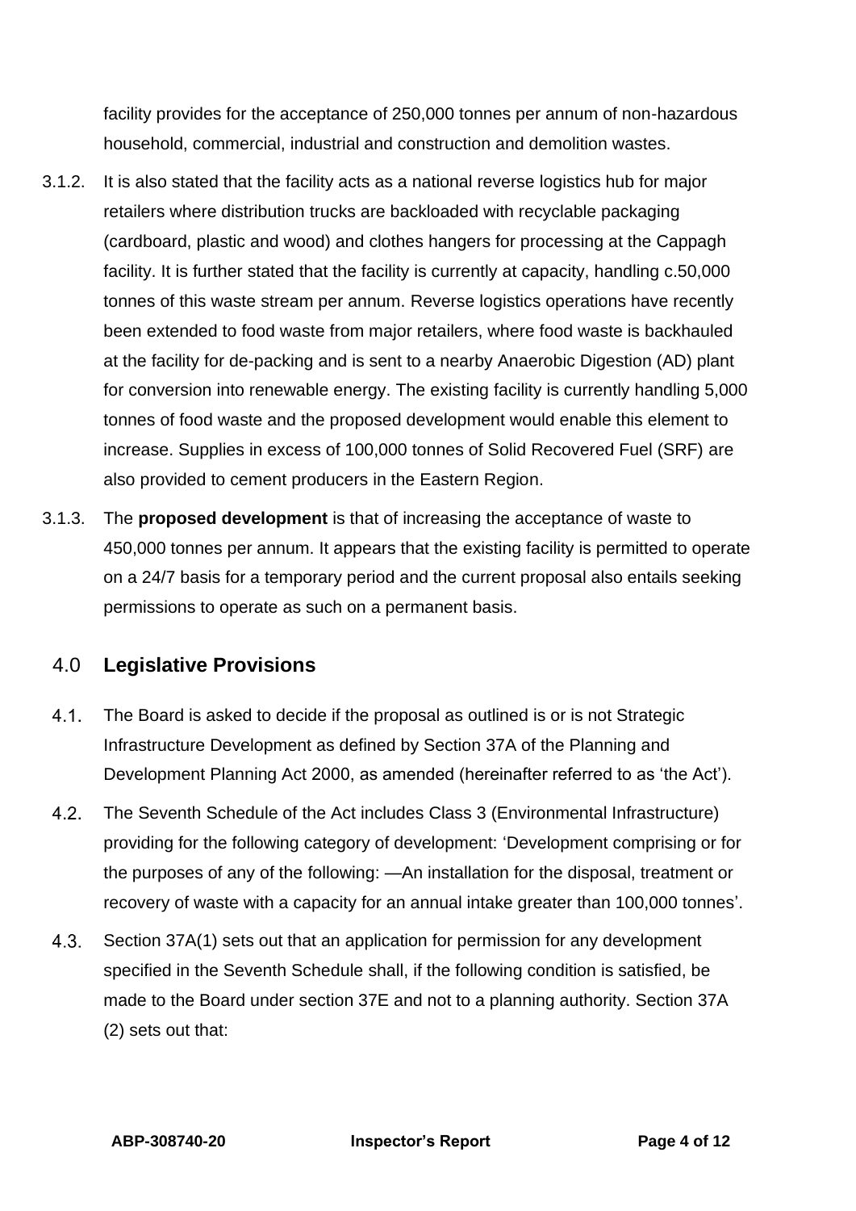facility provides for the acceptance of 250,000 tonnes per annum of non-hazardous household, commercial, industrial and construction and demolition wastes.

3.1.2. It is also stated that the facility acts as a national reverse logistics hub for major retailers where distribution trucks are backloaded with recyclable packaging (cardboard, plastic and wood) and clothes hangers for processing at the Cappagh facility. It is further stated that the facility is currently at capacity, handling c.50,000 tonnes of this waste stream per annum. Reverse logistics operations have recently been extended to food waste from major retailers, where food waste is backhauled at the facility for de-packing and is sent to a nearby Anaerobic Digestion (AD) plant for conversion into renewable energy. The existing facility is currently handling 5,000 tonnes of food waste and the proposed development would enable this element to increase. Supplies in excess of 100,000 tonnes of Solid Recovered Fuel (SRF) are also provided to cement producers in the Eastern Region.

3.1.3. The **proposed development** is that of increasing the acceptance of waste to 450,000 tonnes per annum. It appears that the existing facility is permitted to operate on a 24/7 basis for a temporary period and the current proposal also entails seeking permissions to operate as such on a permanent basis.

## 4.0 Legislative Provisions

4.1. The Board is asked to decide if the proposal as outlined is or is not Strategic Infrastructure Development as defined by Section 37A of the Planning and Development Planning Act 2000, as amended (hereinafter referred to as 'the Act').

4.2. The Seventh Schedule of the Act includes Class 3 (Environmental Infrastructure) providing for the following category of development: 'Development comprising or for the purposes of any of the following: —An installation for the disposal, treatment or recovery of waste with a capacity for an annual intake greater than 100,000 tonnes'.

4.3. Section 37A(1) sets out that an application for permission for any development specified in the Seventh Schedule shall, if the following condition is satisfied, be made to the Board under section 37E and not to a planning authority. Section 37A (2) sets out that: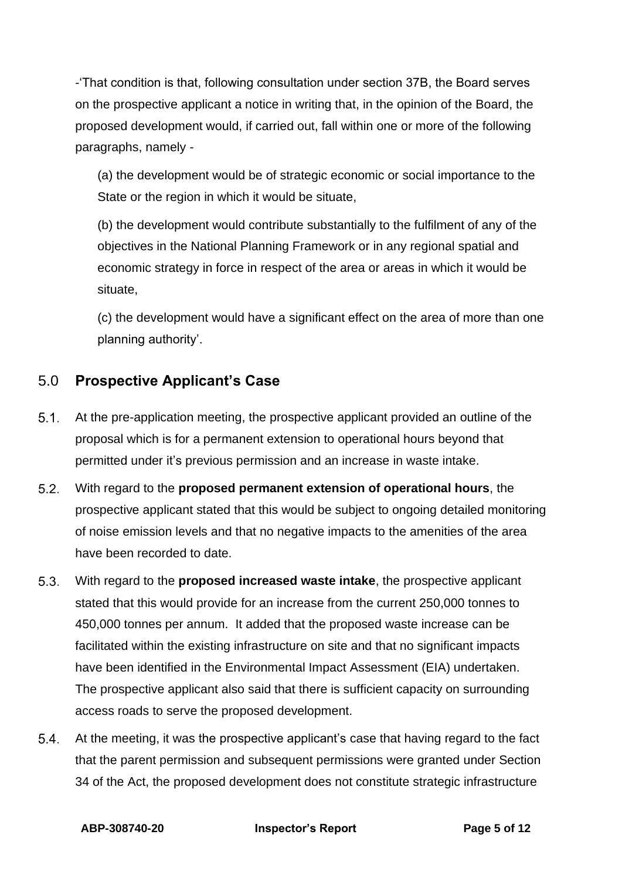-'That condition is that, following consultation under section 37B, the Board serves on the prospective applicant a notice in writing that, in the opinion of the Board, the proposed development would, if carried out, fall within one or more of the following paragraphs, namely -

(a) the development would be of strategic economic or social importance to the State or the region in which it would be situate,

(b) the development would contribute substantially to the fulfilment of any of the objectives in the National Planning Framework or in any regional spatial and economic strategy in force in respect of the area or areas in which it would be situate,

(c) the development would have a significant effect on the area of more than one planning authority'.

## 5.0 Prospective Applicant's Case

5.1. At the pre-application meeting, the prospective applicant provided an outline of the proposal which is for a permanent extension to operational hours beyond that permitted under it's previous permission and an increase in waste intake.

5.2. With regard to the **proposed permanent extension of operational hours**, the prospective applicant stated that this would be subject to ongoing detailed monitoring of noise emission levels and that no negative impacts to the amenities of the area have been recorded to date.

5.3. With regard to the **proposed increased waste intake**, the prospective applicant stated that this would provide for an increase from the current 250,000 tonnes to 450,000 tonnes per annum. It added that the proposed waste increase can be facilitated within the existing infrastructure on site and that no significant impacts have been identified in the Environmental Impact Assessment (EIA) undertaken. The prospective applicant also said that there is sufficient capacity on surrounding access roads to serve the proposed development.

5.4. At the meeting, it was the prospective applicant's case that having regard to the fact that the parent permission and subsequent permissions were granted under Section 34 of the Act, the proposed development does not constitute strategic infrastructure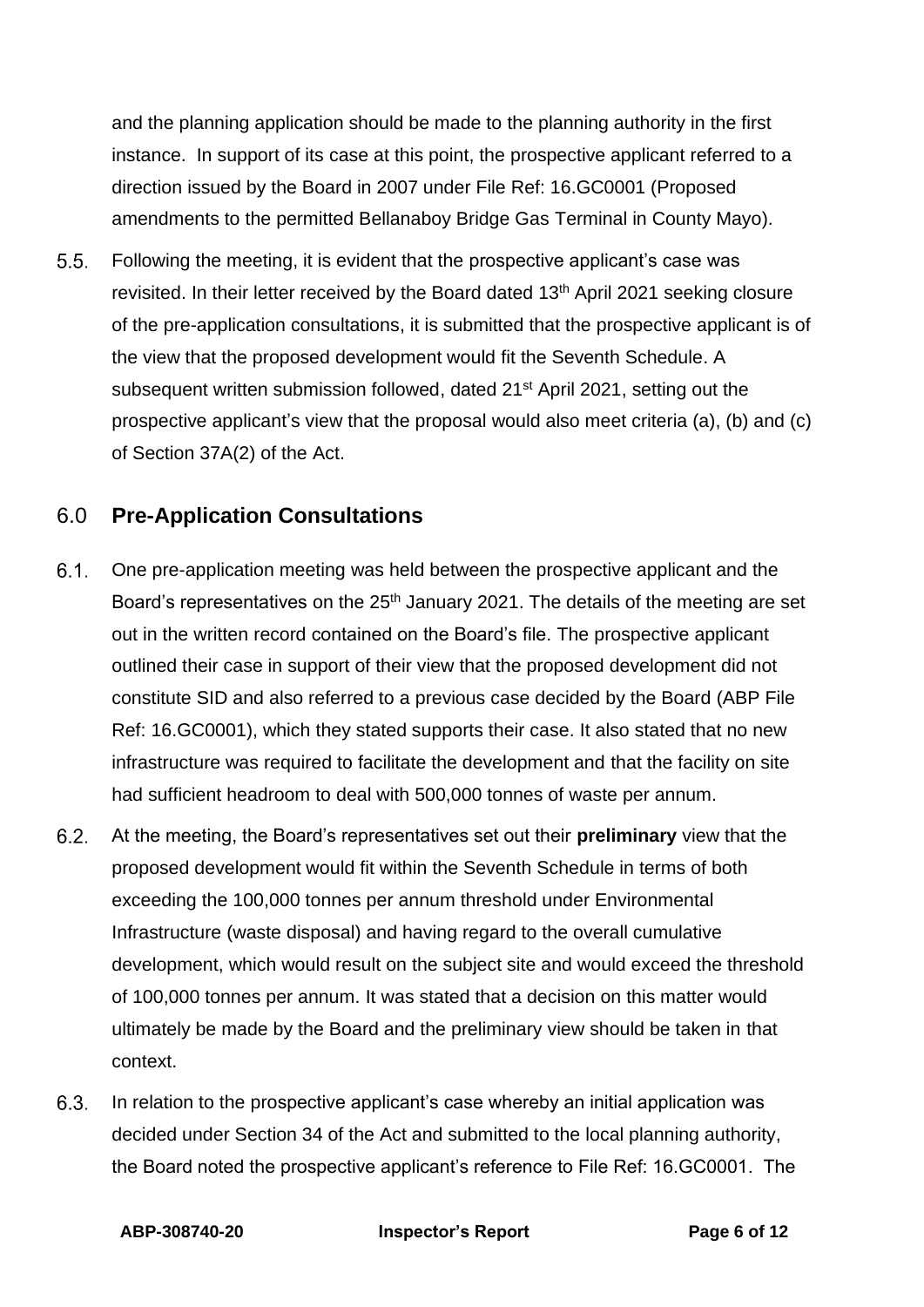and the planning application should be made to the planning authority in the first instance. In support of its case at this point, the prospective applicant referred to a direction issued by the Board in 2007 under File Ref: 16.GC0001 (Proposed amendments to the permitted Bellanaboy Bridge Gas Terminal in County Mayo).

5.5. Following the meeting, it is evident that the prospective applicant's case was revisited. In their letter received by the Board dated 13th April 2021 seeking closure of the pre-application consultations, it is submitted that the prospective applicant is of the view that the proposed development would fit the Seventh Schedule. A subsequent written submission followed, dated 21st April 2021, setting out the prospective applicant's view that the proposal would also meet criteria (a), (b) and (c) of Section 37A(2) of the Act.

## 6.0 Pre-Application Consultations

6.1. One pre-application meeting was held between the prospective applicant and the Board's representatives on the 25th January 2021. The details of the meeting are set out in the written record contained on the Board's file. The prospective applicant outlined their case in support of their view that the proposed development did not constitute SID and also referred to a previous case decided by the Board (ABP File Ref: 16.GC0001), which they stated supports their case. It also stated that no new infrastructure was required to facilitate the development and that the facility on site had sufficient headroom to deal with 500,000 tonnes of waste per annum.

6.2. At the meeting, the Board's representatives set out their **preliminary** view that the proposed development would fit within the Seventh Schedule in terms of both exceeding the 100,000 tonnes per annum threshold under Environmental Infrastructure (waste disposal) and having regard to the overall cumulative development, which would result on the subject site and would exceed the threshold of 100,000 tonnes per annum. It was stated that a decision on this matter would ultimately be made by the Board and the preliminary view should be taken in that context.

6.3. In relation to the prospective applicant's case whereby an initial application was decided under Section 34 of the Act and submitted to the local planning authority, the Board noted the prospective applicant's reference to File Ref: 16.GC0001. The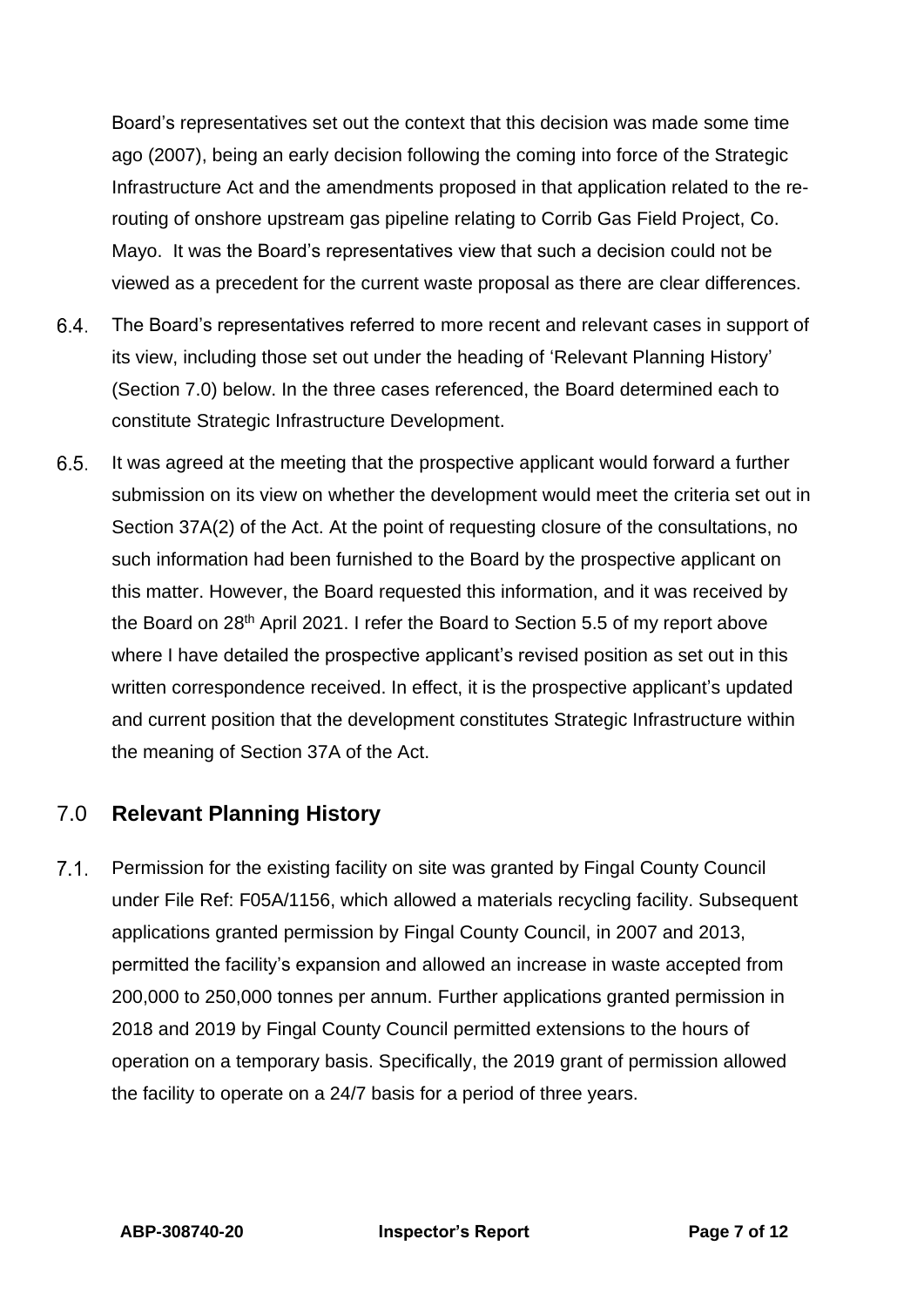Board's representatives set out the context that this decision was made some time ago (2007), being an early decision following the coming into force of the Strategic Infrastructure Act and the amendments proposed in that application related to the re-routing of onshore upstream gas pipeline relating to Corrib Gas Field Project, Co. Mayo. It was the Board's representatives view that such a decision could not be viewed as a precedent for the current waste proposal as there are clear differences.

6.4. The Board's representatives referred to more recent and relevant cases in support of its view, including those set out under the heading of 'Relevant Planning History' (Section 7.0) below. In the three cases referenced, the Board determined each to constitute Strategic Infrastructure Development.

6.5. It was agreed at the meeting that the prospective applicant would forward a further submission on its view on whether the development would meet the criteria set out in Section 37A(2) of the Act. At the point of requesting closure of the consultations, no such information had been furnished to the Board by the prospective applicant on this matter. However, the Board requested this information, and it was received by the Board on 28th April 2021. I refer the Board to Section 5.5 of my report above where I have detailed the prospective applicant's revised position as set out in this written correspondence received. In effect, it is the prospective applicant's updated and current position that the development constitutes Strategic Infrastructure within the meaning of Section 37A of the Act.

## 7.0 Relevant Planning History

7.1. Permission for the existing facility on site was granted by Fingal County Council under File Ref: F05A/1156, which allowed a materials recycling facility. Subsequent applications granted permission by Fingal County Council, in 2007 and 2013, permitted the facility's expansion and allowed an increase in waste accepted from 200,000 to 250,000 tonnes per annum. Further applications granted permission in 2018 and 2019 by Fingal County Council permitted extensions to the hours of operation on a temporary basis. Specifically, the 2019 grant of permission allowed the facility to operate on a 24/7 basis for a period of three years.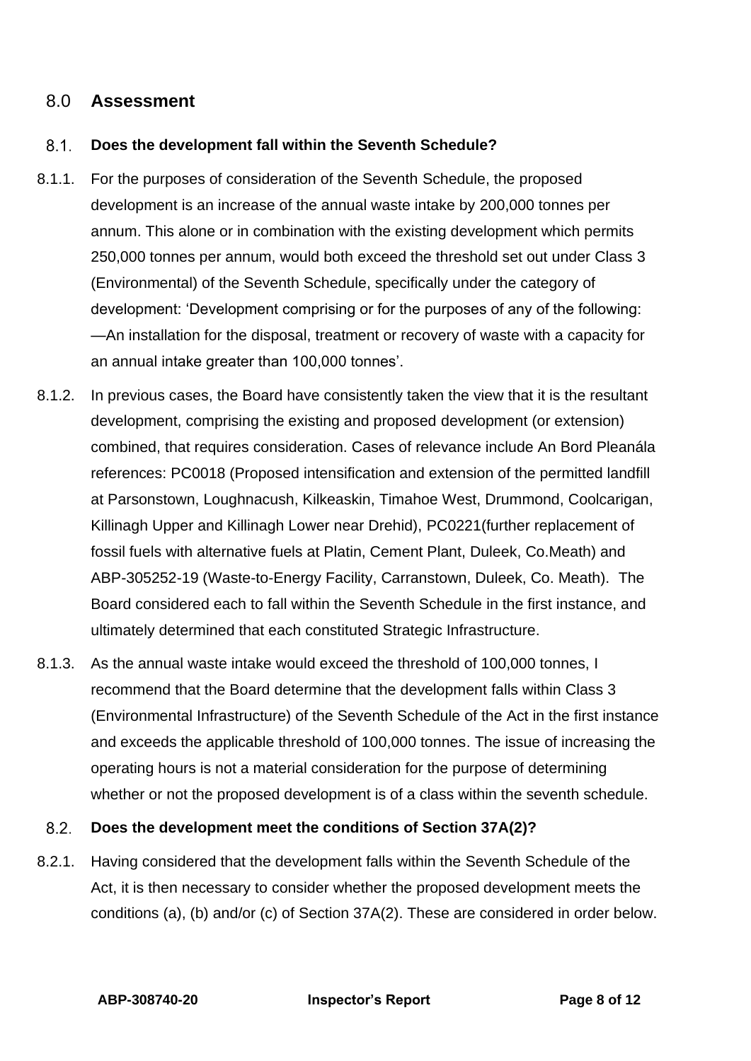## 8.0 Assessment

### 8.1. Does the development fall within the Seventh Schedule?

8.1.1. For the purposes of consideration of the Seventh Schedule, the proposed development is an increase of the annual waste intake by 200,000 tonnes per annum. This alone or in combination with the existing development which permits 250,000 tonnes per annum, would both exceed the threshold set out under Class 3 (Environmental) of the Seventh Schedule, specifically under the category of development: 'Development comprising or for the purposes of any of the following: —An installation for the disposal, treatment or recovery of waste with a capacity for an annual intake greater than 100,000 tonnes'.

8.1.2. In previous cases, the Board have consistently taken the view that it is the resultant development, comprising the existing and proposed development (or extension) combined, that requires consideration. Cases of relevance include An Bord Pleanála references: PC0018 (Proposed intensification and extension of the permitted landfill at Parsonstown, Loughnacush, Kilkeaskin, Timahoe West, Drummond, Coolcarigan, Killinagh Upper and Killinagh Lower near Drehid), PC0221(further replacement of fossil fuels with alternative fuels at Platin, Cement Plant, Duleek, Co.Meath) and ABP-305252-19 (Waste-to-Energy Facility, Carranstown, Duleek, Co. Meath). The Board considered each to fall within the Seventh Schedule in the first instance, and ultimately determined that each constituted Strategic Infrastructure.

8.1.3. As the annual waste intake would exceed the threshold of 100,000 tonnes, I recommend that the Board determine that the development falls within Class 3 (Environmental Infrastructure) of the Seventh Schedule of the Act in the first instance and exceeds the applicable threshold of 100,000 tonnes. The issue of increasing the operating hours is not a material consideration for the purpose of determining whether or not the proposed development is of a class within the seventh schedule.

### 8.2. Does the development meet the conditions of Section 37A(2)?

8.2.1. Having considered that the development falls within the Seventh Schedule of the Act, it is then necessary to consider whether the proposed development meets the conditions (a), (b) and/or (c) of Section 37A(2). These are considered in order below.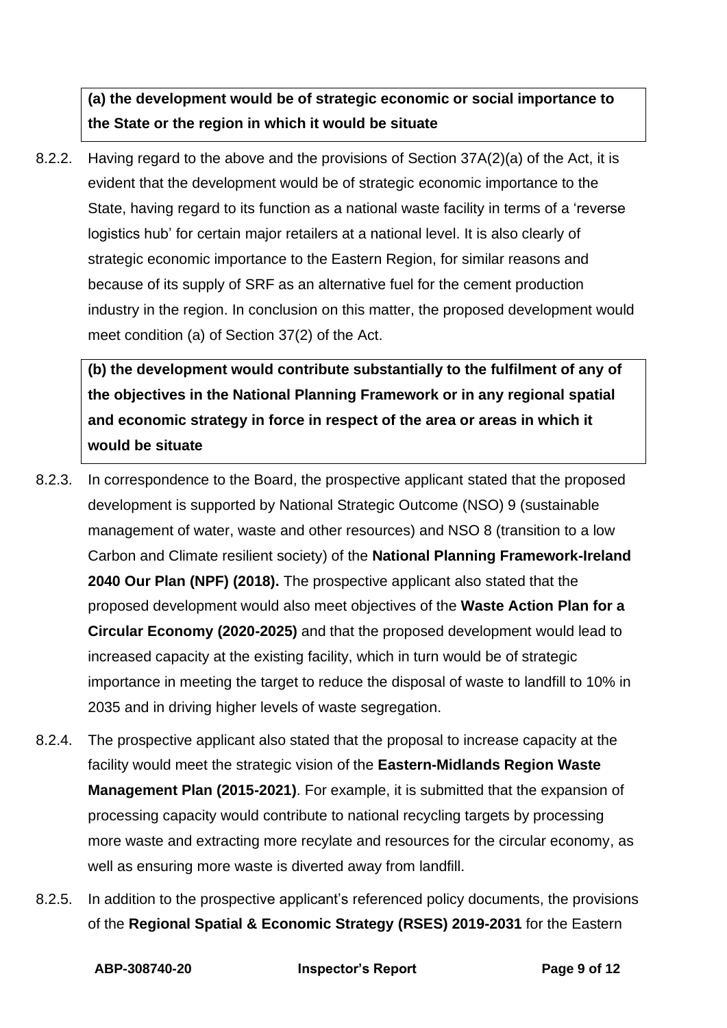**(a) the development would be of strategic economic or social importance to the State or the region in which it would be situate**

8.2.2. Having regard to the above and the provisions of Section 37A(2)(a) of the Act, it is evident that the development would be of strategic economic importance to the State, having regard to its function as a national waste facility in terms of a 'reverse logistics hub' for certain major retailers at a national level. It is also clearly of strategic economic importance to the Eastern Region, for similar reasons and because of its supply of SRF as an alternative fuel for the cement production industry in the region. In conclusion on this matter, the proposed development would meet condition (a) of Section 37(2) of the Act.

**(b) the development would contribute substantially to the fulfilment of any of the objectives in the National Planning Framework or in any regional spatial and economic strategy in force in respect of the area or areas in which it would be situate**

8.2.3. In correspondence to the Board, the prospective applicant stated that the proposed development is supported by National Strategic Outcome (NSO) 9 (sustainable management of water, waste and other resources) and NSO 8 (transition to a low Carbon and Climate resilient society) of the **National Planning Framework-Ireland 2040 Our Plan (NPF) (2018).** The prospective applicant also stated that the proposed development would also meet objectives of the **Waste Action Plan for a Circular Economy (2020-2025)** and that the proposed development would lead to increased capacity at the existing facility, which in turn would be of strategic importance in meeting the target to reduce the disposal of waste to landfill to 10% in 2035 and in driving higher levels of waste segregation.

8.2.4. The prospective applicant also stated that the proposal to increase capacity at the facility would meet the strategic vision of the **Eastern-Midlands Region Waste Management Plan (2015-2021)**. For example, it is submitted that the expansion of processing capacity would contribute to national recycling targets by processing more waste and extracting more recylate and resources for the circular economy, as well as ensuring more waste is diverted away from landfill.

8.2.5. In addition to the prospective applicant's referenced policy documents, the provisions of the **Regional Spatial & Economic Strategy (RSES) 2019-2031** for the Eastern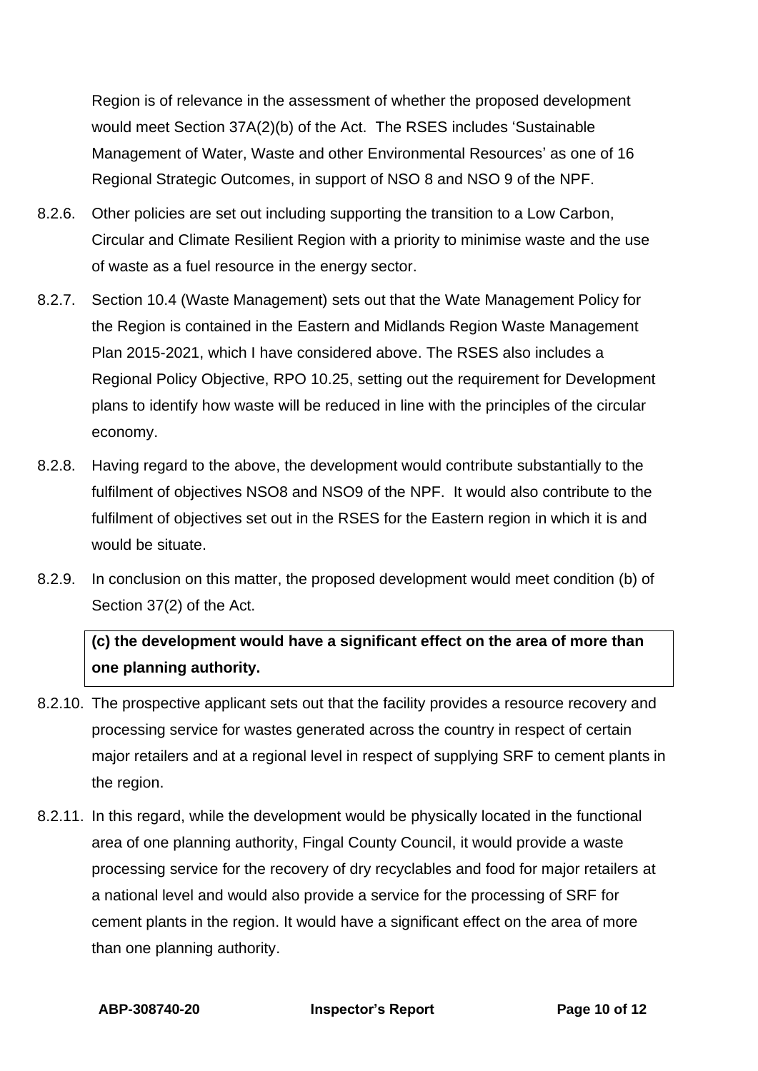Region is of relevance in the assessment of whether the proposed development would meet Section 37A(2)(b) of the Act. The RSES includes 'Sustainable Management of Water, Waste and other Environmental Resources' as one of 16 Regional Strategic Outcomes, in support of NSO 8 and NSO 9 of the NPF.

8.2.6. Other policies are set out including supporting the transition to a Low Carbon, Circular and Climate Resilient Region with a priority to minimise waste and the use of waste as a fuel resource in the energy sector.

8.2.7. Section 10.4 (Waste Management) sets out that the Wate Management Policy for the Region is contained in the Eastern and Midlands Region Waste Management Plan 2015-2021, which I have considered above. The RSES also includes a Regional Policy Objective, RPO 10.25, setting out the requirement for Development plans to identify how waste will be reduced in line with the principles of the circular economy.

8.2.8. Having regard to the above, the development would contribute substantially to the fulfilment of objectives NSO8 and NSO9 of the NPF. It would also contribute to the fulfilment of objectives set out in the RSES for the Eastern region in which it is and would be situate.

8.2.9. In conclusion on this matter, the proposed development would meet condition (b) of Section 37(2) of the Act.

**(c) the development would have a significant effect on the area of more than one planning authority.**

8.2.10. The prospective applicant sets out that the facility provides a resource recovery and processing service for wastes generated across the country in respect of certain major retailers and at a regional level in respect of supplying SRF to cement plants in the region.

8.2.11. In this regard, while the development would be physically located in the functional area of one planning authority, Fingal County Council, it would provide a waste processing service for the recovery of dry recyclables and food for major retailers at a national level and would also provide a service for the processing of SRF for cement plants in the region. It would have a significant effect on the area of more than one planning authority.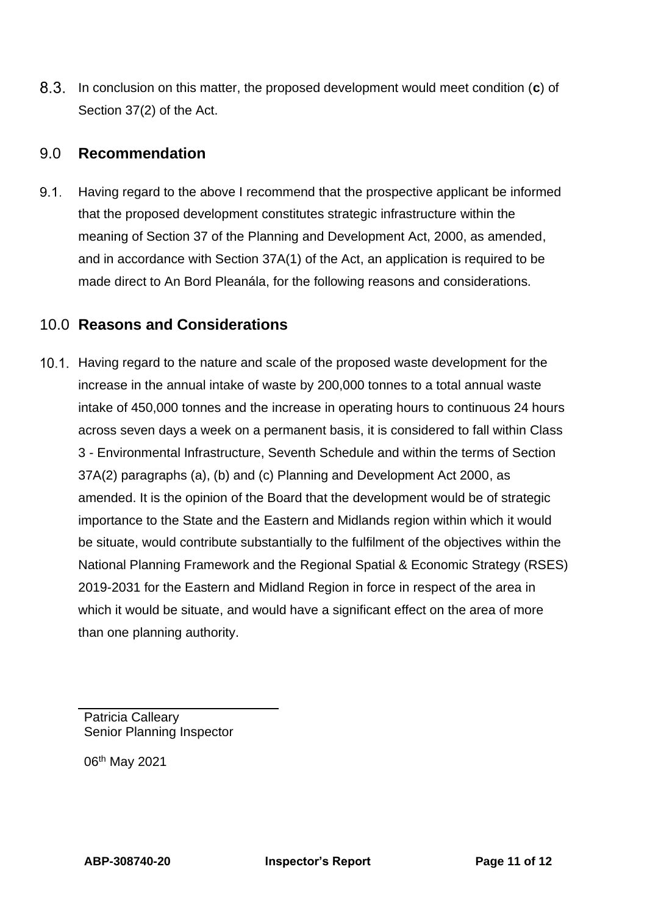8.3. In conclusion on this matter, the proposed development would meet condition (**c**) of Section 37(2) of the Act.

## 9.0 Recommendation

9.1. Having regard to the above I recommend that the prospective applicant be informed that the proposed development constitutes strategic infrastructure within the meaning of Section 37 of the Planning and Development Act, 2000, as amended, and in accordance with Section 37A(1) of the Act, an application is required to be made direct to An Bord Pleanála, for the following reasons and considerations.

## 10.0 Reasons and Considerations

10.1. Having regard to the nature and scale of the proposed waste development for the increase in the annual intake of waste by 200,000 tonnes to a total annual waste intake of 450,000 tonnes and the increase in operating hours to continuous 24 hours across seven days a week on a permanent basis, it is considered to fall within Class 3 - Environmental Infrastructure, Seventh Schedule and within the terms of Section 37A(2) paragraphs (a), (b) and (c) Planning and Development Act 2000, as amended. It is the opinion of the Board that the development would be of strategic importance to the State and the Eastern and Midlands region within which it would be situate, would contribute substantially to the fulfilment of the objectives within the National Planning Framework and the Regional Spatial & Economic Strategy (RSES) 2019-2031 for the Eastern and Midland Region in force in respect of the area in which it would be situate, and would have a significant effect on the area of more than one planning authority.

Patricia Calleary
Senior Planning Inspector

06th May 2021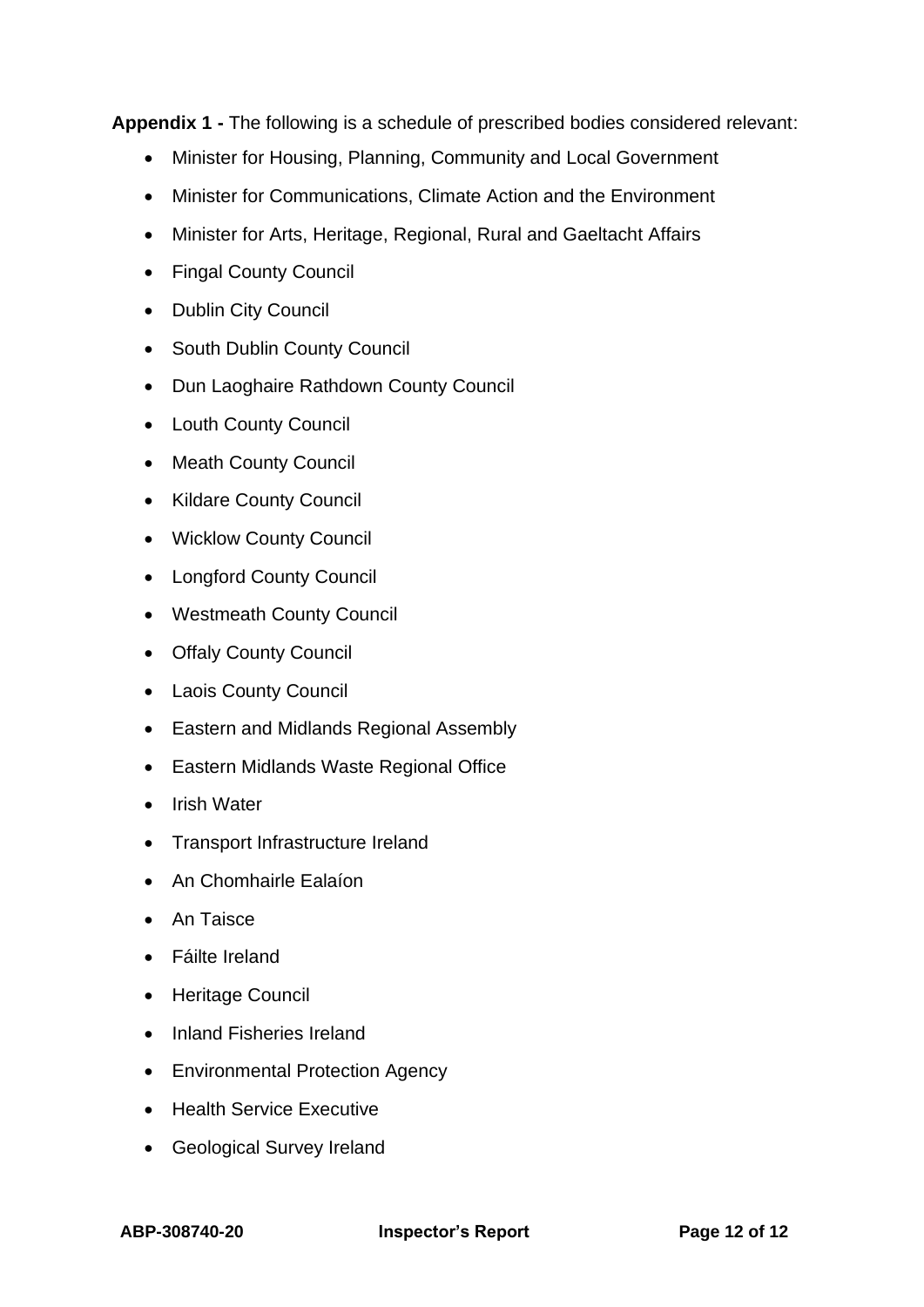**Appendix 1 -** The following is a schedule of prescribed bodies considered relevant:

- Minister for Housing, Planning, Community and Local Government
- Minister for Communications, Climate Action and the Environment
- Minister for Arts, Heritage, Regional, Rural and Gaeltacht Affairs
- Fingal County Council
- Dublin City Council
- South Dublin County Council
- Dun Laoghaire Rathdown County Council
- Louth County Council
- Meath County Council
- Kildare County Council
- Wicklow County Council
- Longford County Council
- Westmeath County Council
- Offaly County Council
- Laois County Council
- Eastern and Midlands Regional Assembly
- Eastern Midlands Waste Regional Office
- Irish Water
- Transport Infrastructure Ireland
- An Chomhairle Ealaíon
- An Taisce
- Fáilte Ireland
- Heritage Council
- Inland Fisheries Ireland
- Environmental Protection Agency
- Health Service Executive
- Geological Survey Ireland